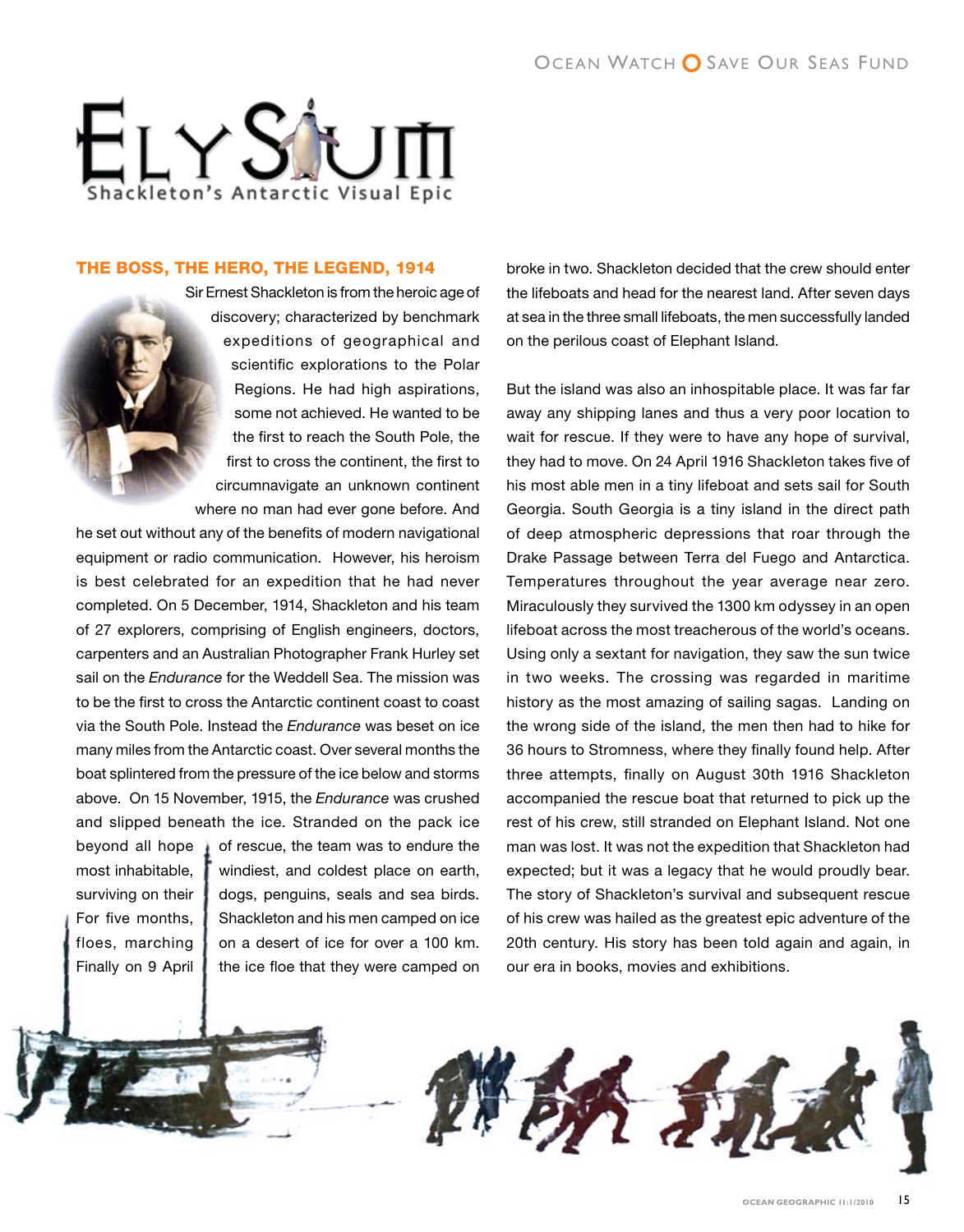# ELYSIUM

Shackleton's Antarctic Visual Epic

## THE BOSS, THE HERO, THE LEGEND, 1914

Sir Ernest Shackleton is from the heroic age of discovery; characterized by benchmark expeditions of geographical and scientific explorations to the Polar Regions. He had high aspirations, some not achieved. He wanted to be the first to reach the South Pole, the first to cross the continent, the first to circumnavigate an unknown continent where no man had ever gone before. And he set out without any of the benefits of modern navigational equipment or radio communication. However, his heroism is best celebrated for an expedition that he had never completed. On 5 December, 1914, Shackleton and his team of 27 explorers, comprising of English engineers, doctors, carpenters and an Australian Photographer Frank Hurley set sail on the *Endurance* for the Weddell Sea. The mission was to be the first to cross the Antarctic continent coast to coast via the South Pole. Instead the *Endurance* was beset on ice many miles from the Antarctic coast. Over several months the boat splintered from the pressure of the ice below and storms above. On 15 November, 1915, the *Endurance* was crushed and slipped beneath the ice. Stranded on the pack ice beyond all hope of rescue, the team was to endure the most inhabitable, windiest, and coldest place on earth, surviving on their dogs, penguins, seals and sea birds. For five months, Shackleton and his men camped on ice floes, marching on a desert of ice for over a 100 km. Finally on 9 April the ice floe that they were camped on broke in two. Shackleton decided that the crew should enter the lifeboats and head for the nearest land. After seven days at sea in the three small lifeboats, the men successfully landed on the perilous coast of Elephant Island.

But the island was also an inhospitable place. It was far far away any shipping lanes and thus a very poor location to wait for rescue. If they were to have any hope of survival, they had to move. On 24 April 1916 Shackleton takes five of his most able men in a tiny lifeboat and sets sail for South Georgia. South Georgia is a tiny island in the direct path of deep atmospheric depressions that roar through the Drake Passage between Terra del Fuego and Antarctica. Temperatures throughout the year average near zero. Miraculously they survived the 1300 km odyssey in an open lifeboat across the most treacherous of the world's oceans. Using only a sextant for navigation, they saw the sun twice in two weeks. The crossing was regarded in maritime history as the most amazing of sailing sagas. Landing on the wrong side of the island, the men then had to hike for 36 hours to Stromness, where they finally found help. After three attempts, finally on August 30th 1916 Shackleton accompanied the rescue boat that returned to pick up the rest of his crew, still stranded on Elephant Island. Not one man was lost. It was not the expedition that Shackleton had expected; but it was a legacy that he would proudly bear. The story of Shackleton's survival and subsequent rescue of his crew was hailed as the greatest epic adventure of the 20th century. His story has been told again and again, in our era in books, movies and exhibitions.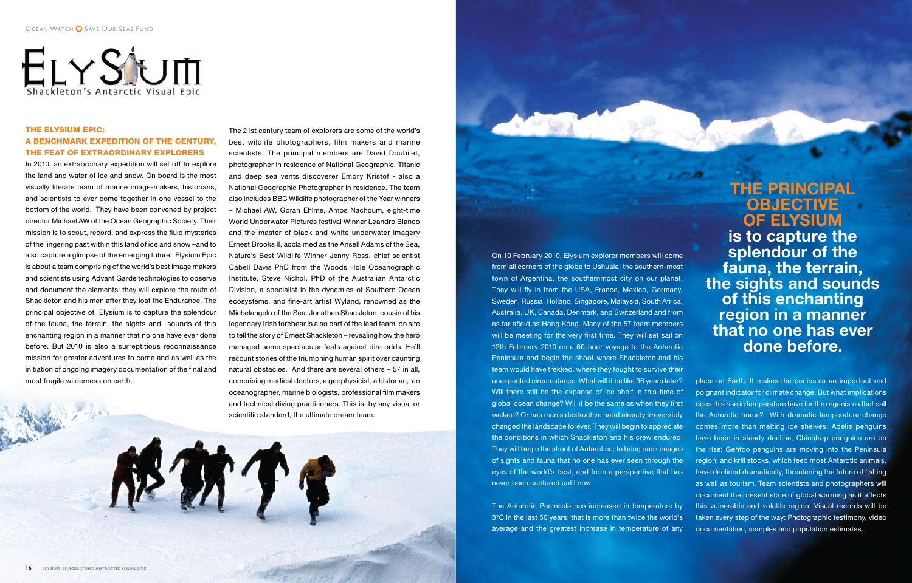# ELYSIUM

Shackleton's Antarctic Visual Epic

## THE ELYSIUM EPIC: A BENCHMARK EXPEDITION OF THE CENTURY, THE FEAT OF EXTRAORDINARY EXPLORERS

In 2010, an extraordinary expedition will set off to explore the land and water of ice and snow. On board is the most visually literate team of marine image-makers, historians, and scientists to ever come together in one vessel to the bottom of the world. They have been convened by project director Michael AW of the Ocean Geographic Society. Their mission is to scout, record, and express the fluid mysteries of the lingering past within this land of ice and snow –and to also capture a glimpse of the emerging future. Elysium Epic is about a team comprising of the world's best image makers and scientists using Advant Garde technologies to observe and document the elements; they will explore the route of Shackleton and his men after they lost the Endurance. The principal objective of Elysium is to capture the splendour of the fauna, the terrain, the sights and sounds of this enchanting region in a manner that no one have ever done before. But 2010 is also a surreptitious reconnaissance mission for greater adventures to come and as well as the initiation of ongoing imagery documentation of the final and most fragile wilderness on earth.

The 21st century team of explorers are some of the world's best wildlife photographers, film makers and marine scientists. The principal members are David Doubilet, photographer in residence of National Geographic, Titanic and deep sea vents discoverer Emory Kristof - also a National Geographic Photographer in residence. The team also includes BBC Wildlife photographer of the Year winners – Michael AW, Goran Ehlme, Amos Nachoum, eight-time World Underwater Pictures festival Winner Leandro Blanco and the master of black and white underwater imagery Ernest Brooks II, acclaimed as the Ansell Adams of the Sea, Nature's Best Wildlife Winner Jenny Ross, chief scientist Cabell Davis PhD from the Woods Hole Oceanographic Institute, Steve Nichol, PhD of the Australian Antarctic Division, a specialist in the dynamics of Southern Ocean ecosystems, and fine-art artist Wyland, renowned as the Michelangelo of the Sea. Jonathan Shackleton, cousin of his legendary Irish forebear is also part of the lead team, on site to tell the story of Ernest Shackleton – revealing how the hero managed some spectacular feats against dire odds. He'll recount stories of the triumphing human spirit over daunting natural obstacles. And there are several others – 57 in all, comprising medical doctors, a geophysicist, a historian, an oceanographer, marine biologists, professional film makers and technical diving practitioners. This is, by any visual or scientific standard, the ultimate dream team.

On 10 February 2010, Elysium explorer members will come from all corners of the globe to Ushuaia, the southern-most town of Argentina, the southernmost city on our planet. They will fly in from the USA, France, Mexico, Germany, Sweden, Russia, Holland, Singapore, Malaysia, South Africa, Australia, UK, Canada, Denmark, and Switzerland and from as far afield as Hong Kong. Many of the 57 team members will be meeting for the very first time. They will set sail on 12th February 2010 on a 60-hour voyage to the Antarctic Peninsula and begin the shoot where Shackleton and his team would have trekked, where they fought to survive their unexpected circumstance. What will it be like 96 years later? Will there still be the expanse of ice shelf in this time of global ocean change? Will it be the same as when they first walked? Or has man's destructive hand already irreversibly changed the landscape forever. They will begin to appreciate the conditions in which Shackleton and his crew endured. They will begin the shoot of Antarctica, to bring back images of sights and fauna that no one has ever seen through the eyes of the world's best, and from a perspective that has never been captured until now.

The Antarctic Peninsula has increased in temperature by 3°C in the last 50 years; that is more than twice the world's average and the greatest increase in temperature of any place on Earth. It makes the peninsula an important and poignant indicator for climate change. But what implications does this rise in temperature have for the organisms that call the Antarctic home? With dramatic temperature change comes more than melting ice shelves; Adelie penguins have been in steady decline; Chinstrap penguins are on the rise; Gentoo penguins are moving into the Peninsula region; and krill stocks, which feed most Antarctic animals, have declined dramatically, threatening the future of fishing as well as tourism. Team scientists and photographers will document the present state of global warming as it affects this vulnerable and volatile region. Visual records will be taken every step of the way: Photographic testimony, video documentation, samples and population estimates.

**THE PRINCIPAL OBJECTIVE OF ELYSIUM is to capture the splendour of the fauna, the terrain, the sights and sounds of this enchanting region in a manner that no one has ever done before.**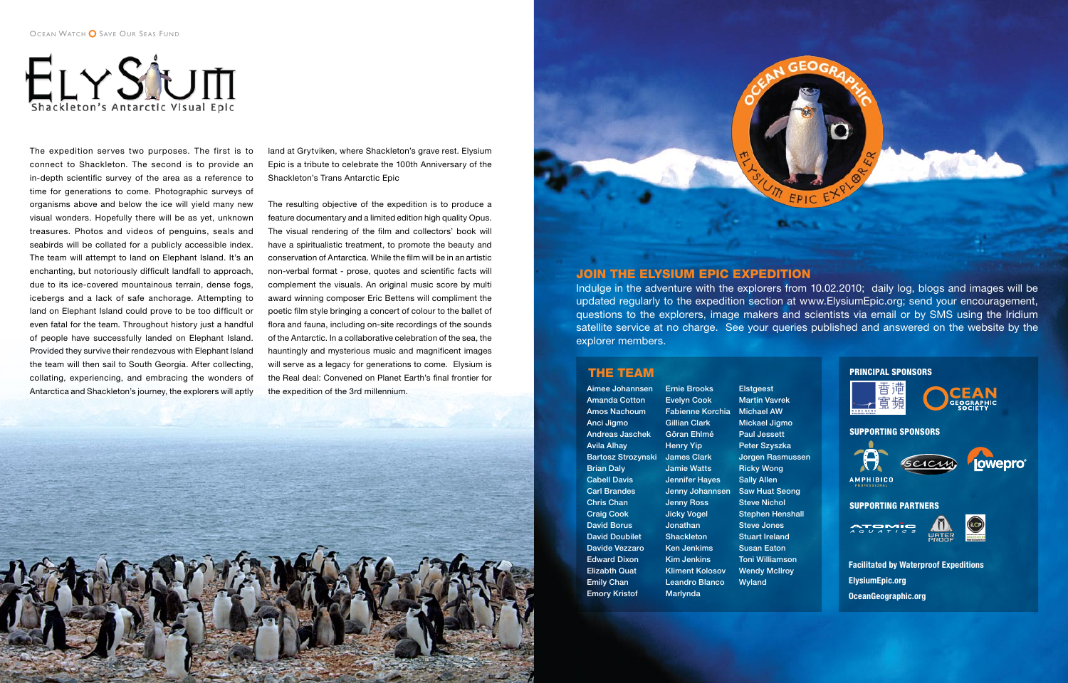Ocean Watch ○ Save Our Seas Fund

# Elysium

Shackleton's Antarctic Visual Epic

The expedition serves two purposes. The first is to connect to Shackleton. The second is to provide an in-depth scientific survey of the area as a reference to time for generations to come. Photographic surveys of organisms above and below the ice will yield many new visual wonders. Hopefully there will be as yet, unknown treasures. Photos and videos of penguins, seals and seabirds will be collated for a publicly accessible index. The team will attempt to land on Elephant Island. It's an enchanting, but notoriously difficult landfall to approach, due to its ice-covered mountainous terrain, dense fogs, icebergs and a lack of safe anchorage. Attempting to land on Elephant Island could prove to be too difficult or even fatal for the team. Throughout history just a handful of people have successfully landed on Elephant Island. Provided they survive their rendezvous with Elephant Island the team will then sail to South Georgia. After collecting, collating, experiencing, and embracing the wonders of Antarctica and Shackleton's journey, the explorers will aptly land at Grytviken, where Shackleton's grave rest. Elysium Epic is a tribute to celebrate the 100th Anniversary of the Shackleton's Trans Antarctic Epic

The resulting objective of the expedition is to produce a feature documentary and a limited edition high quality Opus. The visual rendering of the film and collectors' book will have a spiritualistic treatment, to promote the beauty and conservation of Antarctica. While the film will be in an artistic non-verbal format - prose, quotes and scientific facts will complement the visuals. An original music score by multi award winning composer Eric Bettens will compliment the poetic film style bringing a concert of colour to the ballet of flora and fauna, including on-site recordings of the sounds of the Antarctic. In a collaborative celebration of the sea, the hauntingly and mysterious music and magnificent images will serve as a legacy for generations to come. Elysium is the Real deal: Convened on Planet Earth's final frontier for the expedition of the 3rd millennium.

Ocean Geographic · Elysium Epic Explorer

## JOIN THE ELYSIUM EPIC EXPEDITION

Indulge in the adventure with the explorers from 10.02.2010; daily log, blogs and images will be updated regularly to the expedition section at www.ElysiumEpic.org; send your encouragement, questions to the explorers, image makers and scientists via email or by SMS using the Iridium satellite service at no charge. See your queries published and answered on the website by the explorer members.

## THE TEAM

Aimee Johannsen
Amanda Cotton
Amos Nachoum
Anci Jigmo
Andreas Jaschek
Avila Alhay
Bartosz Strozynski
Brian Daly
Cabell Davis
Carl Brandes
Chris Chan
Craig Cook
David Borus
David Doubilet
Davide Vezzaro
Edward Dixon
Elizabth Quat
Emily Chan
Emory Kristof
Ernie Brooks
Evelyn Cook
Fabienne Korchia
Gillian Clark
Gôran Ehlmé
Henry Yip
James Clark
Jamie Watts
Jennifer Hayes
Jenny Johannsen
Jenny Ross
Jicky Vogel
Jonathan Shackleton
Ken Jenkims
Kim Jenkins
Kliment Kolosov
Leandro Blanco
Marlynda
Elstgeest
Martin Vavrek
Michael AW
Mickael Jigmo
Paul Jessett
Peter Szyszka
Jorgen Rasmussen
Ricky Wong
Sally Allen
Saw Huat Seong
Steve Nichol
Stephen Henshall
Steve Jones
Stuart Ireland
Susan Eaton
Toni Williamson
Wendy McIlroy
Wyland

**PRINCIPAL SPONSORS**

香港寬頻 · Ocean Geographic Society

**SUPPORTING SPONSORS**

Amphibico Professional · Seacam · Lowepro

**SUPPORTING PARTNERS**

Atomic Aquatics · Waterproof · iLCP

**Facilitated by Waterproof Expeditions**

**ElysiumEpic.org**

**OceanGeographic.org**